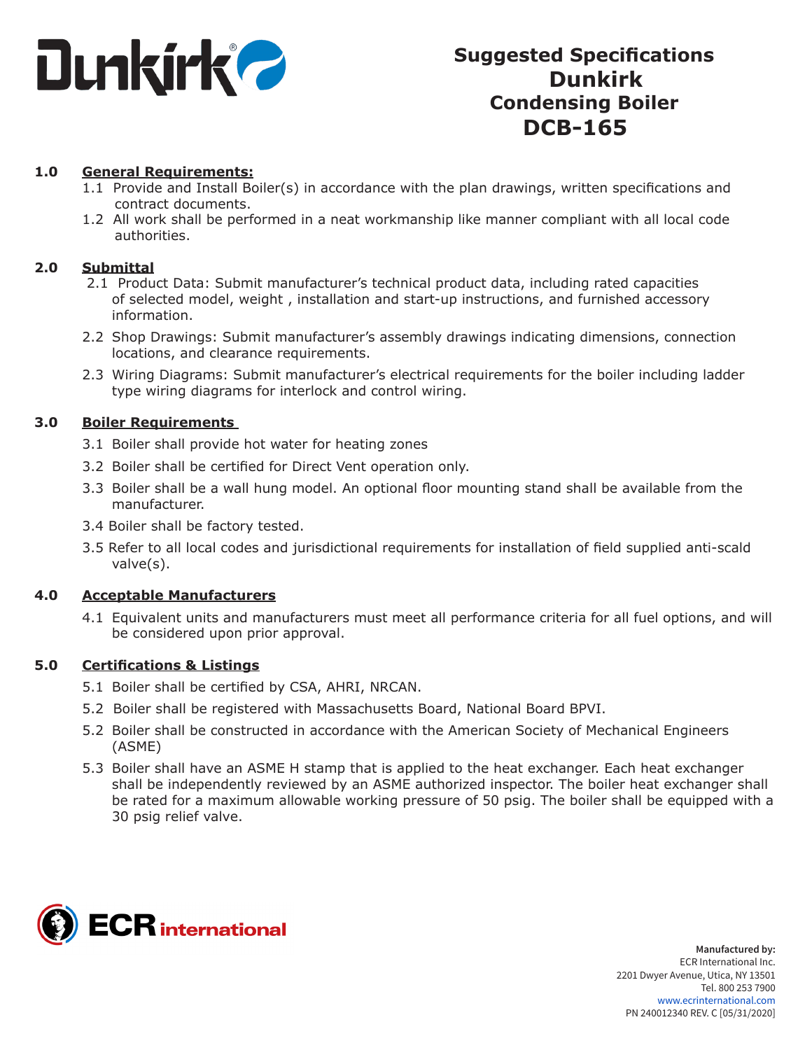# Suggested Specifications Dunkirk Condensing Boiler DCB-165

## 1.0 General Requirements:

1.1 Provide and Install Boiler(s) in accordance with the plan drawings, written specifications and contract documents.

1.2 All work shall be performed in a neat workmanship like manner compliant with all local code authorities.

## 2.0 Submittal

2.1 Product Data: Submit manufacturer's technical product data, including rated capacities of selected model, weight , installation and start-up instructions, and furnished accessory information.

2.2 Shop Drawings: Submit manufacturer's assembly drawings indicating dimensions, connection locations, and clearance requirements.

2.3 Wiring Diagrams: Submit manufacturer's electrical requirements for the boiler including ladder type wiring diagrams for interlock and control wiring.

## 3.0 Boiler Requirements

3.1 Boiler shall provide hot water for heating zones

3.2 Boiler shall be certified for Direct Vent operation only.

3.3 Boiler shall be a wall hung model. An optional floor mounting stand shall be available from the manufacturer.

3.4 Boiler shall be factory tested.

3.5 Refer to all local codes and jurisdictional requirements for installation of field supplied anti-scald valve(s).

## 4.0 Acceptable Manufacturers

4.1 Equivalent units and manufacturers must meet all performance criteria for all fuel options, and will be considered upon prior approval.

## 5.0 Certifications & Listings

5.1 Boiler shall be certified by CSA, AHRI, NRCAN.

5.2 Boiler shall be registered with Massachusetts Board, National Board BPVI.

5.2 Boiler shall be constructed in accordance with the American Society of Mechanical Engineers (ASME)

5.3 Boiler shall have an ASME H stamp that is applied to the heat exchanger. Each heat exchanger shall be independently reviewed by an ASME authorized inspector. The boiler heat exchanger shall be rated for a maximum allowable working pressure of 50 psig. The boiler shall be equipped with a 30 psig relief valve.

**Manufactured by:**
ECR International Inc.
2201 Dwyer Avenue, Utica, NY 13501
Tel. 800 253 7900
www.ecrinternational.com
PN 240012340 REV. C [05/31/2020]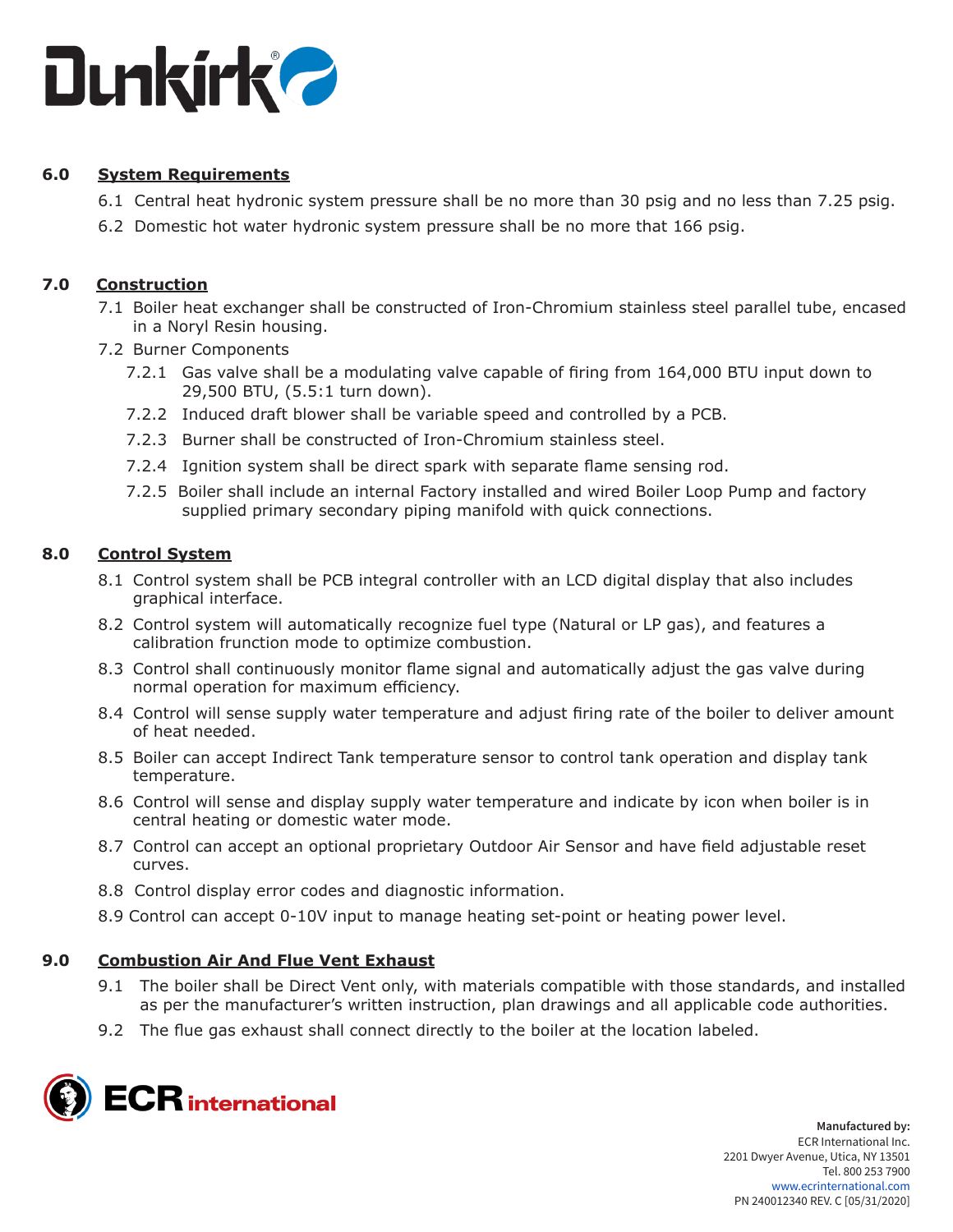## 6.0 System Requirements

6.1 Central heat hydronic system pressure shall be no more than 30 psig and no less than 7.25 psig.

6.2 Domestic hot water hydronic system pressure shall be no more that 166 psig.

## 7.0 Construction

7.1 Boiler heat exchanger shall be constructed of Iron-Chromium stainless steel parallel tube, encased in a Noryl Resin housing.

7.2 Burner Components

7.2.1 Gas valve shall be a modulating valve capable of firing from 164,000 BTU input down to 29,500 BTU, (5.5:1 turn down).

7.2.2 Induced draft blower shall be variable speed and controlled by a PCB.

7.2.3 Burner shall be constructed of Iron-Chromium stainless steel.

7.2.4 Ignition system shall be direct spark with separate flame sensing rod.

7.2.5 Boiler shall include an internal Factory installed and wired Boiler Loop Pump and factory supplied primary secondary piping manifold with quick connections.

## 8.0 Control System

8.1 Control system shall be PCB integral controller with an LCD digital display that also includes graphical interface.

8.2 Control system will automatically recognize fuel type (Natural or LP gas), and features a calibration frunction mode to optimize combustion.

8.3 Control shall continuously monitor flame signal and automatically adjust the gas valve during normal operation for maximum efficiency.

8.4 Control will sense supply water temperature and adjust firing rate of the boiler to deliver amount of heat needed.

8.5 Boiler can accept Indirect Tank temperature sensor to control tank operation and display tank temperature.

8.6 Control will sense and display supply water temperature and indicate by icon when boiler is in central heating or domestic water mode.

8.7 Control can accept an optional proprietary Outdoor Air Sensor and have field adjustable reset curves.

8.8 Control display error codes and diagnostic information.

8.9 Control can accept 0-10V input to manage heating set-point or heating power level.

## 9.0 Combustion Air And Flue Vent Exhaust

9.1 The boiler shall be Direct Vent only, with materials compatible with those standards, and installed as per the manufacturer's written instruction, plan drawings and all applicable code authorities.

9.2 The flue gas exhaust shall connect directly to the boiler at the location labeled.

**Manufactured by:**
ECR International Inc.
2201 Dwyer Avenue, Utica, NY 13501
Tel. 800 253 7900
www.ecrinternational.com
PN 240012340 REV. C [05/31/2020]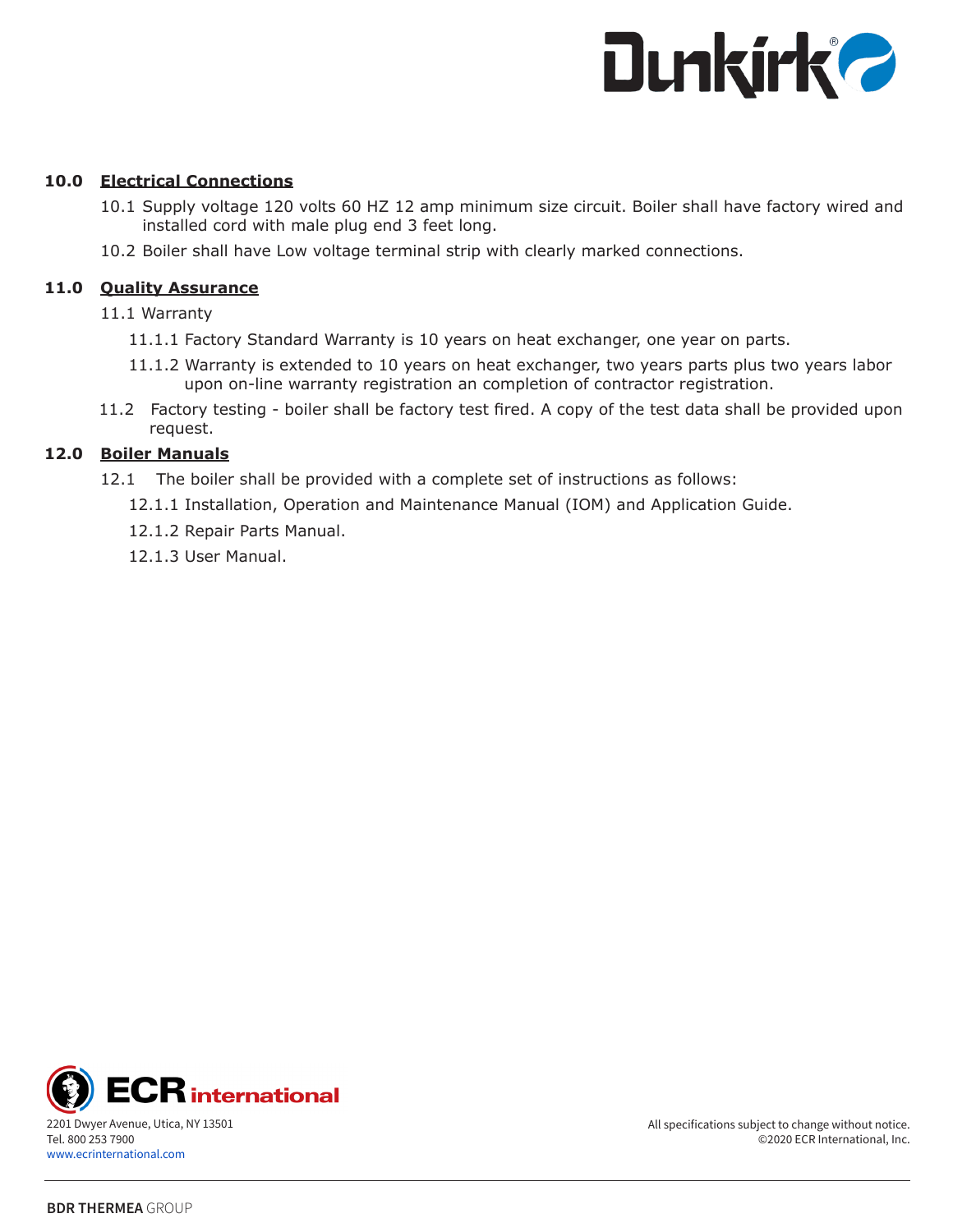## 10.0 Electrical Connections

10.1 Supply voltage 120 volts 60 HZ 12 amp minimum size circuit. Boiler shall have factory wired and installed cord with male plug end 3 feet long.

10.2 Boiler shall have Low voltage terminal strip with clearly marked connections.

## 11.0 Quality Assurance

11.1 Warranty

11.1.1 Factory Standard Warranty is 10 years on heat exchanger, one year on parts.

11.1.2 Warranty is extended to 10 years on heat exchanger, two years parts plus two years labor upon on-line warranty registration an completion of contractor registration.

11.2 Factory testing - boiler shall be factory test fired. A copy of the test data shall be provided upon request.

## 12.0 Boiler Manuals

12.1 The boiler shall be provided with a complete set of instructions as follows:

12.1.1 Installation, Operation and Maintenance Manual (IOM) and Application Guide.

12.1.2 Repair Parts Manual.

12.1.3 User Manual.

ECR international

2201 Dwyer Avenue, Utica, NY 13501
Tel. 800 253 7900
www.ecrinternational.com

All specifications subject to change without notice.
©2020 ECR International, Inc.

BDR THERMEA GROUP